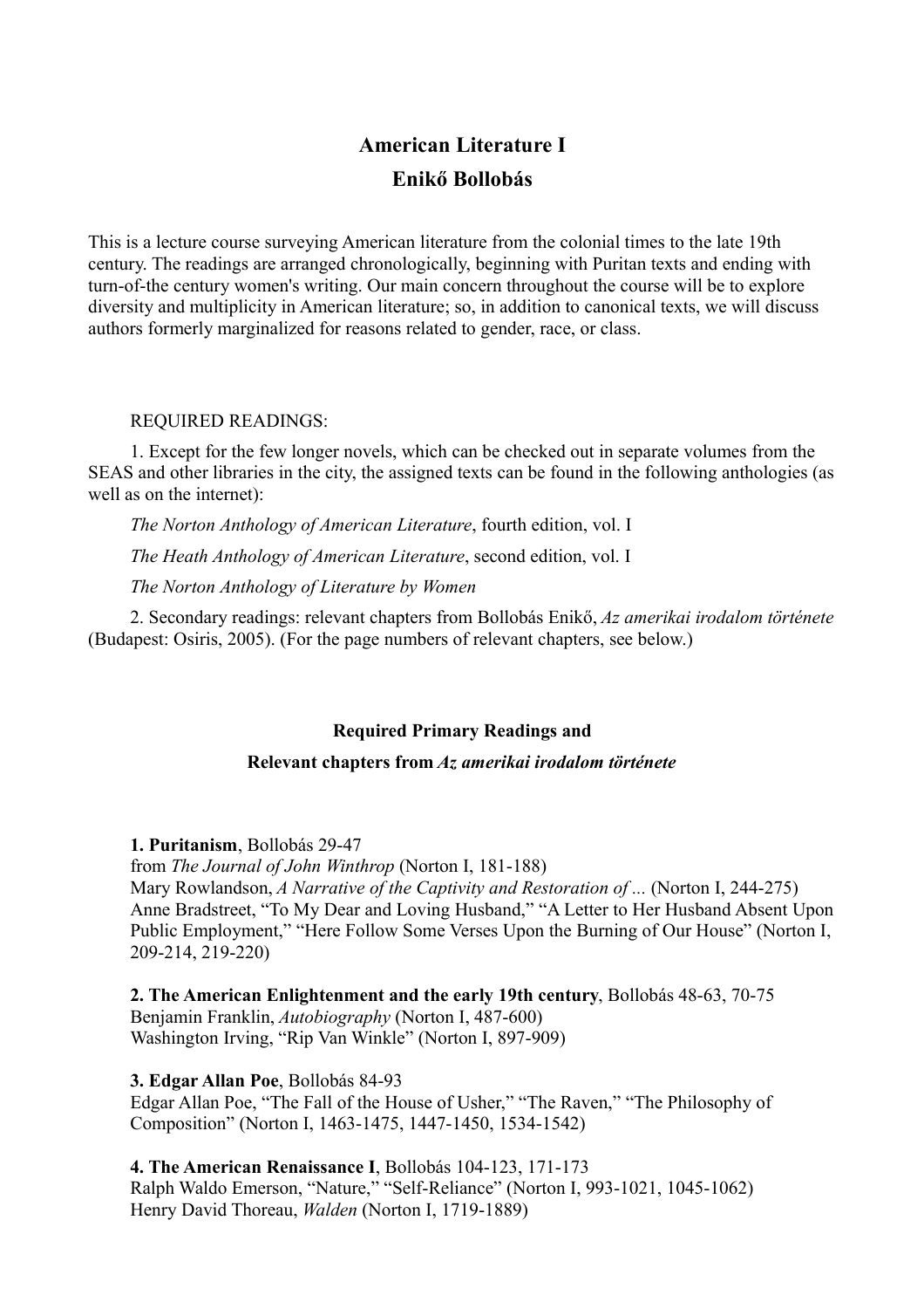# American Literature I

## Enikő Bollobás

This is a lecture course surveying American literature from the colonial times to the late 19th century. The readings are arranged chronologically, beginning with Puritan texts and ending with turn-of-the century women's writing. Our main concern throughout the course will be to explore diversity and multiplicity in American literature; so, in addition to canonical texts, we will discuss authors formerly marginalized for reasons related to gender, race, or class.

REQUIRED READINGS:

1. Except for the few longer novels, which can be checked out in separate volumes from the SEAS and other libraries in the city, the assigned texts can be found in the following anthologies (as well as on the internet):

*The Norton Anthology of American Literature*, fourth edition, vol. I

*The Heath Anthology of American Literature*, second edition, vol. I

*The Norton Anthology of Literature by Women*

2. Secondary readings: relevant chapters from Bollobás Enikő, *Az amerikai irodalom története* (Budapest: Osiris, 2005). (For the page numbers of relevant chapters, see below.)

### Required Primary Readings and

### Relevant chapters from *Az amerikai irodalom története*

**1. Puritanism**, Bollobás 29-47
from *The Journal of John Winthrop* (Norton I, 181-188)
Mary Rowlandson, *A Narrative of the Captivity and Restoration of ...* (Norton I, 244-275)
Anne Bradstreet, "To My Dear and Loving Husband," "A Letter to Her Husband Absent Upon Public Employment," "Here Follow Some Verses Upon the Burning of Our House" (Norton I, 209-214, 219-220)

**2. The American Enlightenment and the early 19th century**, Bollobás 48-63, 70-75
Benjamin Franklin, *Autobiography* (Norton I, 487-600)
Washington Irving, "Rip Van Winkle" (Norton I, 897-909)

**3. Edgar Allan Poe**, Bollobás 84-93
Edgar Allan Poe, "The Fall of the House of Usher," "The Raven," "The Philosophy of Composition" (Norton I, 1463-1475, 1447-1450, 1534-1542)

**4. The American Renaissance I**, Bollobás 104-123, 171-173
Ralph Waldo Emerson, "Nature," "Self-Reliance" (Norton I, 993-1021, 1045-1062)
Henry David Thoreau, *Walden* (Norton I, 1719-1889)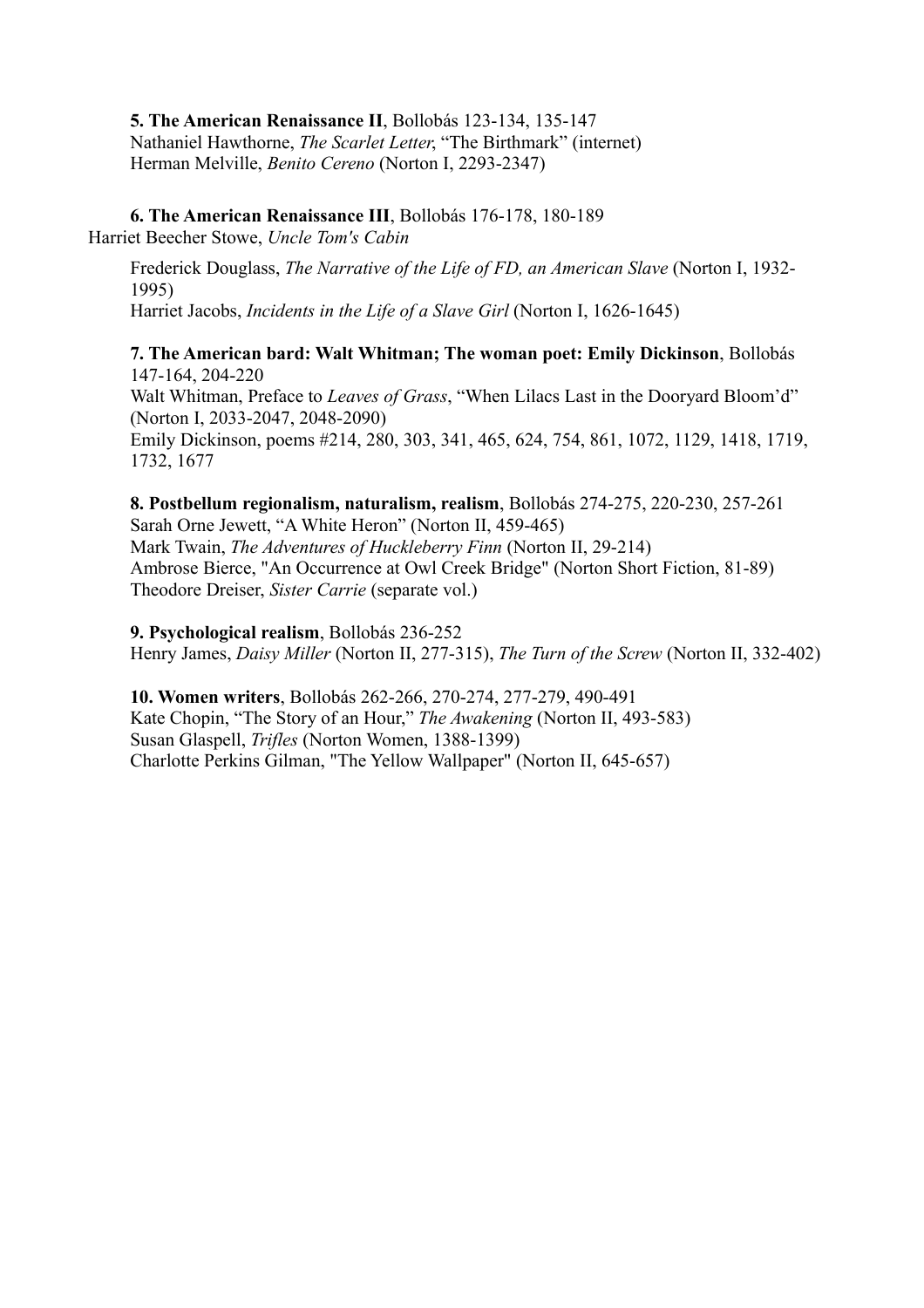**5. The American Renaissance II**, Bollobás 123-134, 135-147
Nathaniel Hawthorne, *The Scarlet Letter*, "The Birthmark" (internet)
Herman Melville, *Benito Cereno* (Norton I, 2293-2347)

**6. The American Renaissance III**, Bollobás 176-178, 180-189
Harriet Beecher Stowe, *Uncle Tom's Cabin*

Frederick Douglass, *The Narrative of the Life of FD, an American Slave* (Norton I, 1932-1995)
Harriet Jacobs, *Incidents in the Life of a Slave Girl* (Norton I, 1626-1645)

**7. The American bard: Walt Whitman; The woman poet: Emily Dickinson**, Bollobás 147-164, 204-220
Walt Whitman, Preface to *Leaves of Grass*, "When Lilacs Last in the Dooryard Bloom'd" (Norton I, 2033-2047, 2048-2090)
Emily Dickinson, poems #214, 280, 303, 341, 465, 624, 754, 861, 1072, 1129, 1418, 1719, 1732, 1677

**8. Postbellum regionalism, naturalism, realism**, Bollobás 274-275, 220-230, 257-261
Sarah Orne Jewett, "A White Heron" (Norton II, 459-465)
Mark Twain, *The Adventures of Huckleberry Finn* (Norton II, 29-214)
Ambrose Bierce, "An Occurrence at Owl Creek Bridge" (Norton Short Fiction, 81-89)
Theodore Dreiser, *Sister Carrie* (separate vol.)

**9. Psychological realism**, Bollobás 236-252
Henry James, *Daisy Miller* (Norton II, 277-315), *The Turn of the Screw* (Norton II, 332-402)

**10. Women writers**, Bollobás 262-266, 270-274, 277-279, 490-491
Kate Chopin, "The Story of an Hour," *The Awakening* (Norton II, 493-583)
Susan Glaspell, *Trifles* (Norton Women, 1388-1399)
Charlotte Perkins Gilman, "The Yellow Wallpaper" (Norton II, 645-657)